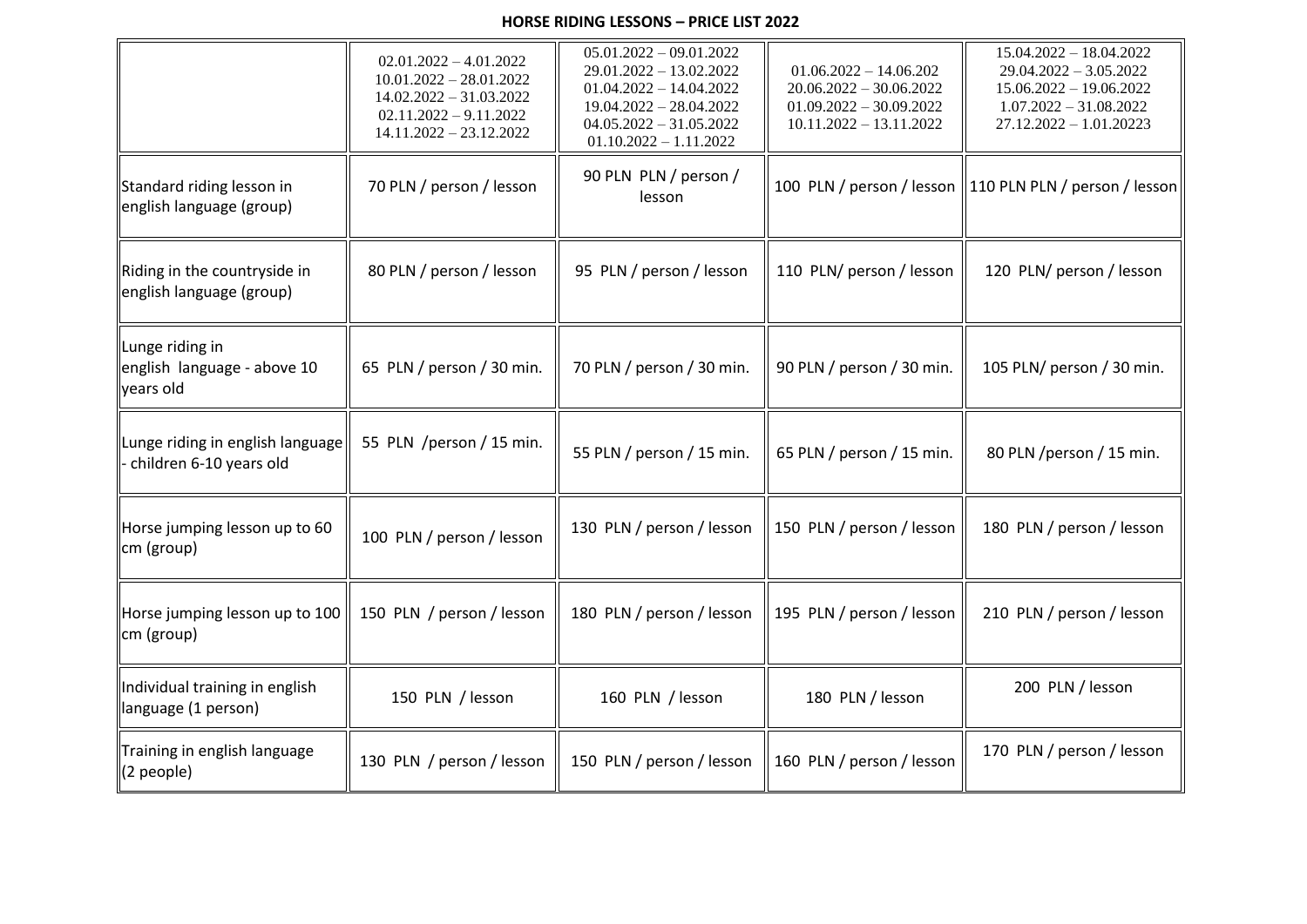**HORSE RIDING LESSONS – PRICE LIST 2022**

| | 02.01.2022 – 4.01.2022<br>10.01.2022 – 28.01.2022<br>14.02.2022 – 31.03.2022<br>02.11.2022 – 9.11.2022<br>14.11.2022 – 23.12.2022 | 05.01.2022 – 09.01.2022<br>29.01.2022 – 13.02.2022<br>01.04.2022 – 14.04.2022<br>19.04.2022 – 28.04.2022<br>04.05.2022 – 31.05.2022<br>01.10.2022 – 1.11.2022 | 01.06.2022 – 14.06.202<br>20.06.2022 – 30.06.2022<br>01.09.2022 – 30.09.2022<br>10.11.2022 – 13.11.2022 | 15.04.2022 – 18.04.2022<br>29.04.2022 – 3.05.2022<br>15.06.2022 – 19.06.2022<br>1.07.2022 – 31.08.2022<br>27.12.2022 – 1.01.20223 |
|---|---|---|---|---|
| Standard riding lesson in english language (group) | 70 PLN / person / lesson | 90 PLN PLN / person / lesson | 100 PLN / person / lesson | 110 PLN PLN / person / lesson |
| Riding in the countryside in english language (group) | 80 PLN / person / lesson | 95 PLN / person / lesson | 110 PLN/ person / lesson | 120 PLN/ person / lesson |
| Lunge riding in english language - above 10 years old | 65 PLN / person / 30 min. | 70 PLN / person / 30 min. | 90 PLN / person / 30 min. | 105 PLN/ person / 30 min. |
| Lunge riding in english language - children 6-10 years old | 55 PLN /person / 15 min. | 55 PLN / person / 15 min. | 65 PLN / person / 15 min. | 80 PLN /person / 15 min. |
| Horse jumping lesson up to 60 cm (group) | 100 PLN / person / lesson | 130 PLN / person / lesson | 150 PLN / person / lesson | 180 PLN / person / lesson |
| Horse jumping lesson up to 100 cm (group) | 150 PLN / person / lesson | 180 PLN / person / lesson | 195 PLN / person / lesson | 210 PLN / person / lesson |
| Individual training in english language (1 person) | 150 PLN / lesson | 160 PLN / lesson | 180 PLN / lesson | 200 PLN / lesson |
| Training in english language (2 people) | 130 PLN / person / lesson | 150 PLN / person / lesson | 160 PLN / person / lesson | 170 PLN / person / lesson |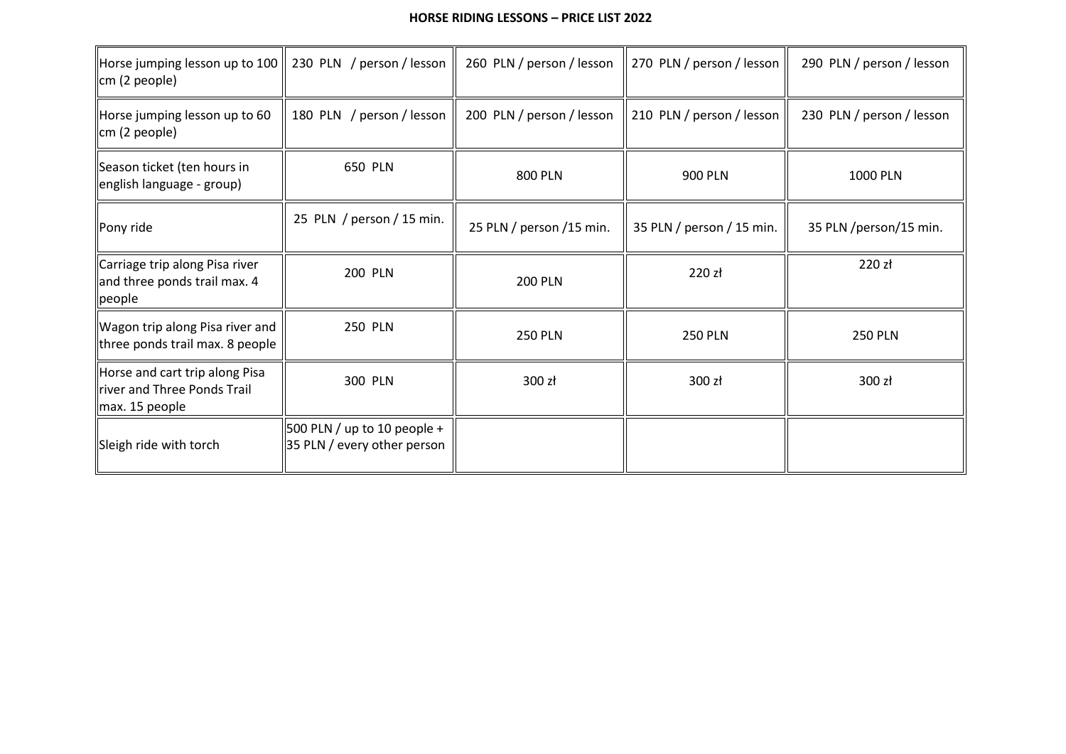**HORSE RIDING LESSONS – PRICE LIST 2022**

| | | | | |
|---|---|---|---|---|
| Horse jumping lesson up to 100 cm (2 people) | 230 PLN / person / lesson | 260 PLN / person / lesson | 270 PLN / person / lesson | 290 PLN / person / lesson |
| Horse jumping lesson up to 60 cm (2 people) | 180 PLN / person / lesson | 200 PLN / person / lesson | 210 PLN / person / lesson | 230 PLN / person / lesson |
| Season ticket (ten hours in english language - group) | 650 PLN | 800 PLN | 900 PLN | 1000 PLN |
| Pony ride | 25 PLN / person / 15 min. | 25 PLN / person /15 min. | 35 PLN / person / 15 min. | 35 PLN /person/15 min. |
| Carriage trip along Pisa river and three ponds trail max. 4 people | 200 PLN | 200 PLN | 220 zł | 220 zł |
| Wagon trip along Pisa river and three ponds trail max. 8 people | 250 PLN | 250 PLN | 250 PLN | 250 PLN |
| Horse and cart trip along Pisa river and Three Ponds Trail max. 15 people | 300 PLN | 300 zł | 300 zł | 300 zł |
| Sleigh ride with torch | 500 PLN / up to 10 people + 35 PLN / every other person | | | |